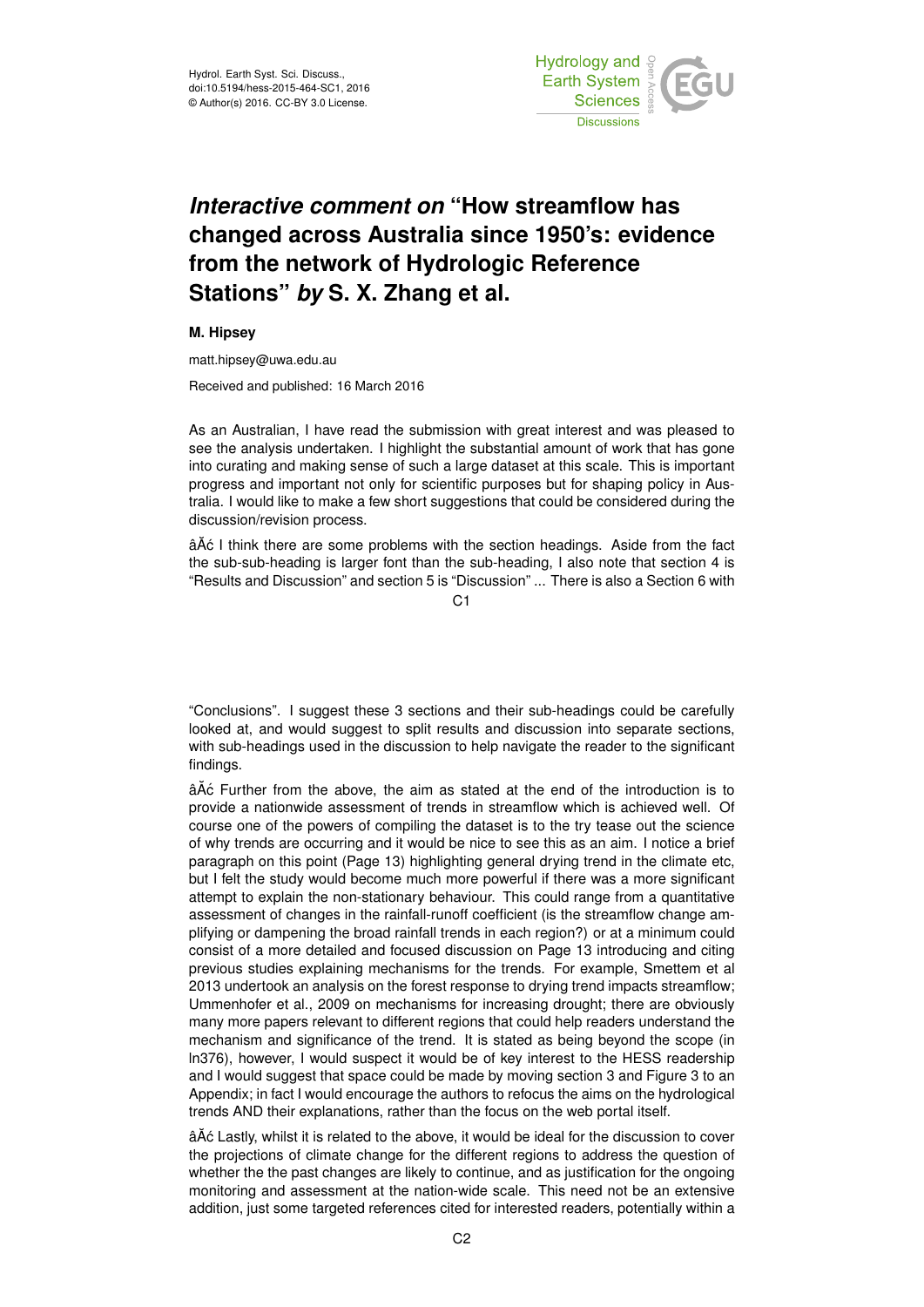# *Interactive comment on* "How streamflow has changed across Australia since 1950's: evidence from the network of Hydrologic Reference Stations" *by* S. X. Zhang et al.

**M. Hipsey**

matt.hipsey@uwa.edu.au

Received and published: 16 March 2016

As an Australian, I have read the submission with great interest and was pleased to see the analysis undertaken. I highlight the substantial amount of work that has gone into curating and making sense of such a large dataset at this scale. This is important progress and important not only for scientific purposes but for shaping policy in Australia. I would like to make a few short suggestions that could be considered during the discussion/revision process.

âĂć I think there are some problems with the section headings. Aside from the fact the sub-sub-heading is larger font than the sub-heading, I also note that section 4 is "Results and Discussion" and section 5 is "Discussion" ... There is also a Section 6 with "Conclusions". I suggest these 3 sections and their sub-headings could be carefully looked at, and would suggest to split results and discussion into separate sections, with sub-headings used in the discussion to help navigate the reader to the significant findings.

âĂć Further from the above, the aim as stated at the end of the introduction is to provide a nationwide assessment of trends in streamflow which is achieved well. Of course one of the powers of compiling the dataset is to the try tease out the science of why trends are occurring and it would be nice to see this as an aim. I notice a brief paragraph on this point (Page 13) highlighting general drying trend in the climate etc, but I felt the study would become much more powerful if there was a more significant attempt to explain the non-stationary behaviour. This could range from a quantitative assessment of changes in the rainfall-runoff coefficient (is the streamflow change amplifying or dampening the broad rainfall trends in each region?) or at a minimum could consist of a more detailed and focused discussion on Page 13 introducing and citing previous studies explaining mechanisms for the trends. For example, Smettem et al 2013 undertook an analysis on the forest response to drying trend impacts streamflow; Ummenhofer et al., 2009 on mechanisms for increasing drought; there are obviously many more papers relevant to different regions that could help readers understand the mechanism and significance of the trend. It is stated as being beyond the scope (in ln376), however, I would suspect it would be of key interest to the HESS readership and I would suggest that space could be made by moving section 3 and Figure 3 to an Appendix; in fact I would encourage the authors to refocus the aims on the hydrological trends AND their explanations, rather than the focus on the web portal itself.

âĂć Lastly, whilst it is related to the above, it would be ideal for the discussion to cover the projections of climate change for the different regions to address the question of whether the the past changes are likely to continue, and as justification for the ongoing monitoring and assessment at the nation-wide scale. This need not be an extensive addition, just some targeted references cited for interested readers, potentially within a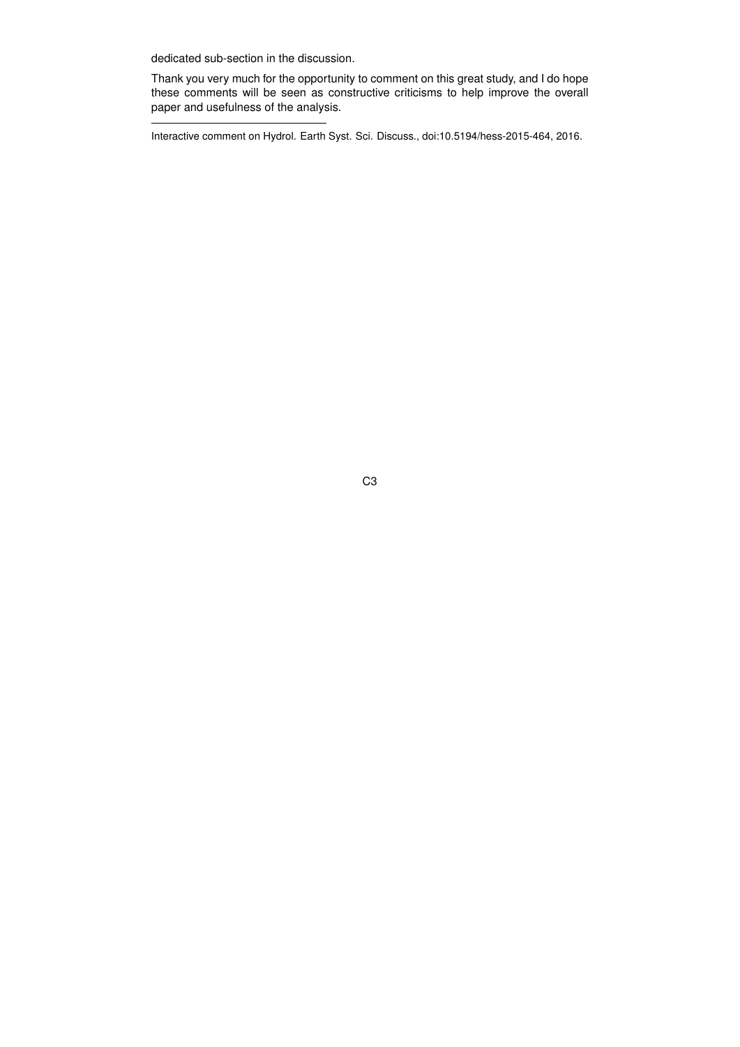dedicated sub-section in the discussion.

Thank you very much for the opportunity to comment on this great study, and I do hope these comments will be seen as constructive criticisms to help improve the overall paper and usefulness of the analysis.

---

Interactive comment on Hydrol. Earth Syst. Sci. Discuss., doi:10.5194/hess-2015-464, 2016.